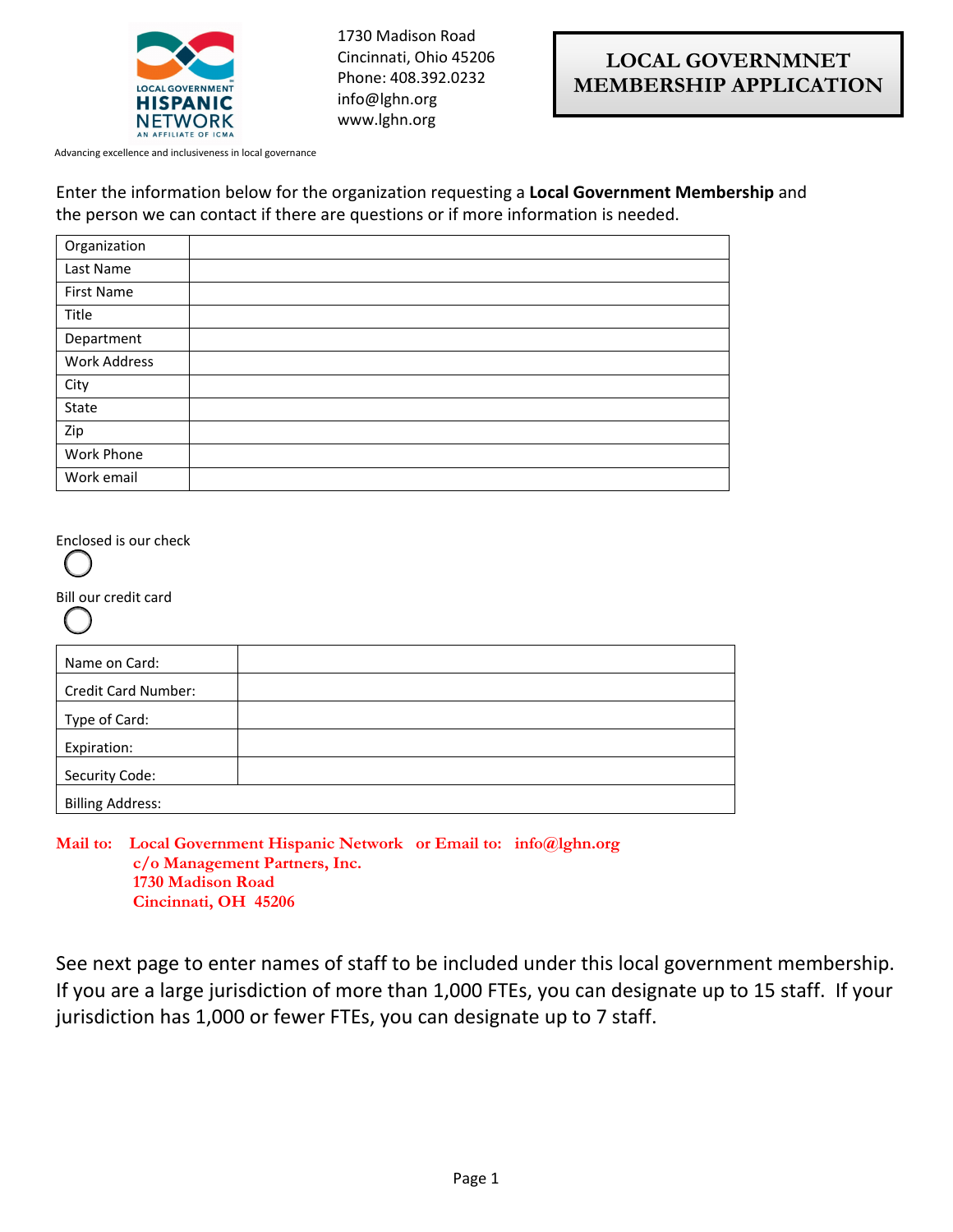LOCAL GOVERNMENT HISPANIC NETWORK
AN AFFILIATE OF ICMA

Advancing excellence and inclusiveness in local governance

1730 Madison Road
Cincinnati, Ohio 45206
Phone: 408.392.0232
info@lghn.org
www.lghn.org

# LOCAL GOVERNMNET MEMBERSHIP APPLICATION

Enter the information below for the organization requesting a **Local Government Membership** and the person we can contact if there are questions or if more information is needed.

| | |
|---|---|
| Organization | |
| Last Name | |
| First Name | |
| Title | |
| Department | |
| Work Address | |
| City | |
| State | |
| Zip | |
| Work Phone | |
| Work email | |

Enclosed is our check

○

Bill our credit card

○

| | |
|---|---|
| Name on Card: | |
| Credit Card Number: | |
| Type of Card: | |
| Expiration: | |
| Security Code: | |
| Billing Address: | |

**Mail to: Local Government Hispanic Network c/o Management Partners, Inc. 1730 Madison Road Cincinnati, OH 45206 or Email to: info@lghn.org**

See next page to enter names of staff to be included under this local government membership. If you are a large jurisdiction of more than 1,000 FTEs, you can designate up to 15 staff. If your jurisdiction has 1,000 or fewer FTEs, you can designate up to 7 staff.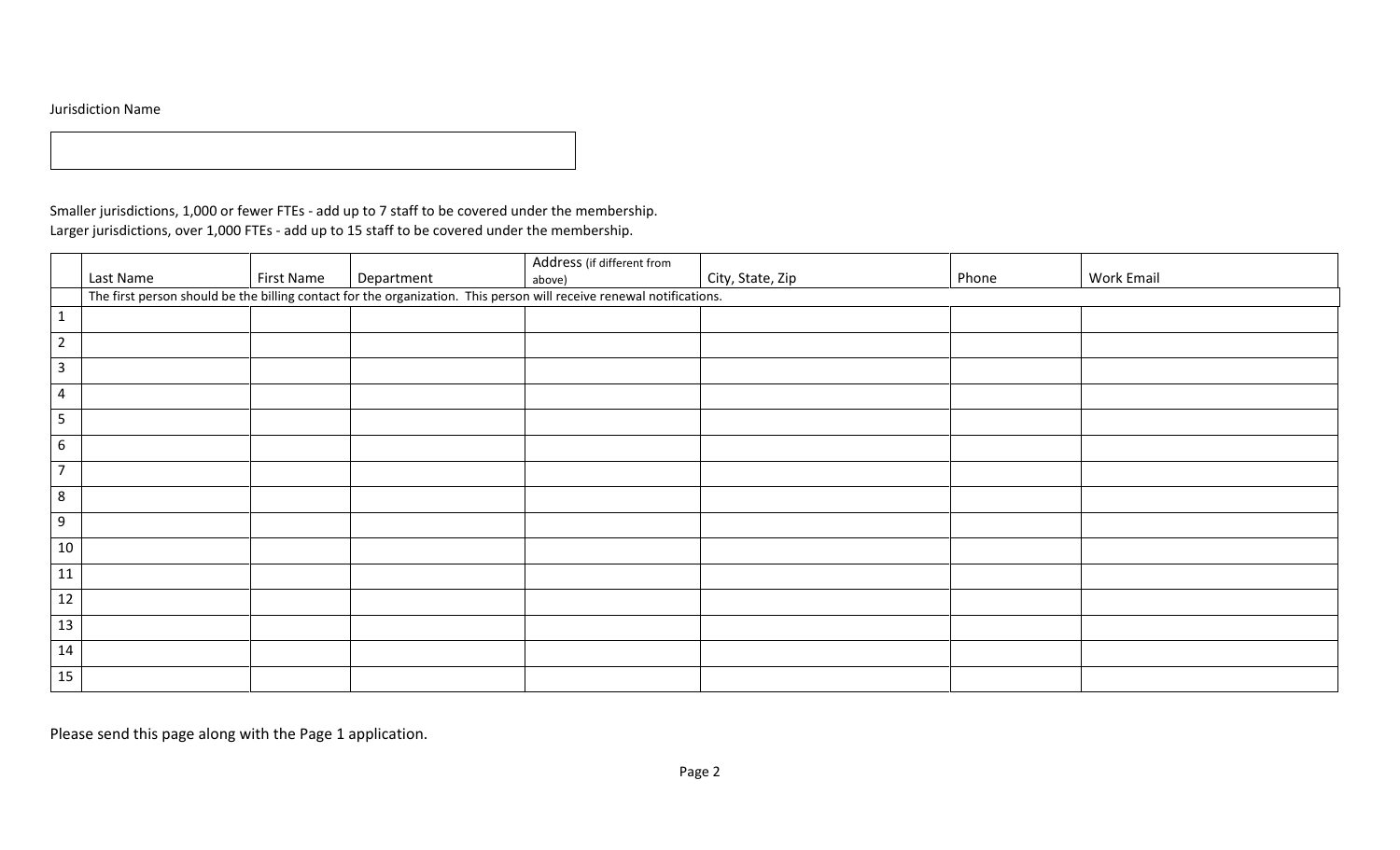Jurisdiction Name

| |
|---|
| |

Smaller jurisdictions, 1,000 or fewer FTEs - add up to 7 staff to be covered under the membership.
Larger jurisdictions, over 1,000 FTEs - add up to 15 staff to be covered under the membership.

| | Last Name | First Name | Department | Address (if different from above) | City, State, Zip | Phone | Work Email |
|---|---|---|---|---|---|---|---|
| | The first person should be the billing contact for the organization. This person will receive renewal notifications. | | | | | | |
| 1 | | | | | | | |
| 2 | | | | | | | |
| 3 | | | | | | | |
| 4 | | | | | | | |
| 5 | | | | | | | |
| 6 | | | | | | | |
| 7 | | | | | | | |
| 8 | | | | | | | |
| 9 | | | | | | | |
| 10 | | | | | | | |
| 11 | | | | | | | |
| 12 | | | | | | | |
| 13 | | | | | | | |
| 14 | | | | | | | |
| 15 | | | | | | | |

Please send this page along with the Page 1 application.